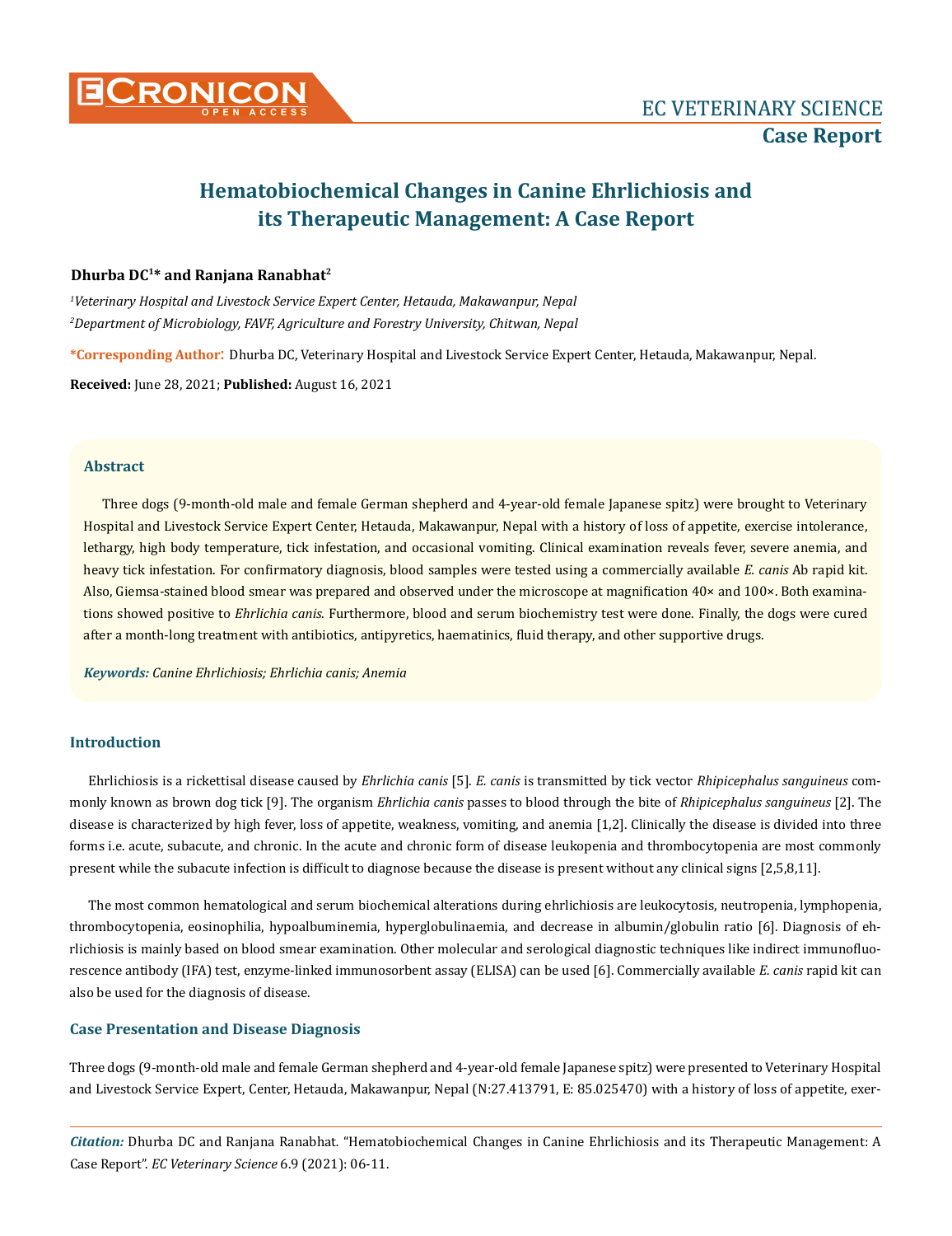# Hematobiochemical Changes in Canine Ehrlichiosis and its Therapeutic Management: A Case Report

**Dhurba DC[1]* and Ranjana Ranabhat[2]**

[1]*Veterinary Hospital and Livestock Service Expert Center, Hetauda, Makawanpur, Nepal*

[2]*Department of Microbiology, FAVF, Agriculture and Forestry University, Chitwan, Nepal*

***Corresponding Author**: Dhurba DC, Veterinary Hospital and Livestock Service Expert Center, Hetauda, Makawanpur, Nepal.

**Received:** June 28, 2021; **Published:** August 16, 2021

## Abstract

Three dogs (9-month-old male and female German shepherd and 4-year-old female Japanese spitz) were brought to Veterinary Hospital and Livestock Service Expert Center, Hetauda, Makawanpur, Nepal with a history of loss of appetite, exercise intolerance, lethargy, high body temperature, tick infestation, and occasional vomiting. Clinical examination reveals fever, severe anemia, and heavy tick infestation. For confirmatory diagnosis, blood samples were tested using a commercially available *E. canis* Ab rapid kit. Also, Giemsa-stained blood smear was prepared and observed under the microscope at magnification 40× and 100×. Both examinations showed positive to *Ehrlichia canis.* Furthermore, blood and serum biochemistry test were done. Finally, the dogs were cured after a month-long treatment with antibiotics, antipyretics, haematinics, fluid therapy, and other supportive drugs.

***Keywords:*** *Canine Ehrlichiosis; Ehrlichia canis; Anemia*

## Introduction

Ehrlichiosis is a rickettsial disease caused by *Ehrlichia canis* [5]. *E. canis* is transmitted by tick vector *Rhipicephalus sanguineus* commonly known as brown dog tick [9]. The organism *Ehrlichia canis* passes to blood through the bite of *Rhipicephalus sanguineus* [2]. The disease is characterized by high fever, loss of appetite, weakness, vomiting, and anemia [1,2]. Clinically the disease is divided into three forms i.e. acute, subacute, and chronic. In the acute and chronic form of disease leukopenia and thrombocytopenia are most commonly present while the subacute infection is difficult to diagnose because the disease is present without any clinical signs [2,5,8,11].

The most common hematological and serum biochemical alterations during ehrlichiosis are leukocytosis, neutropenia, lymphopenia, thrombocytopenia, eosinophilia, hypoalbuminemia, hyperglobulinaemia, and decrease in albumin/globulin ratio [6]. Diagnosis of ehrlichiosis is mainly based on blood smear examination. Other molecular and serological diagnostic techniques like indirect immunofluorescence antibody (IFA) test, enzyme-linked immunosorbent assay (ELISA) can be used [6]. Commercially available *E. canis* rapid kit can also be used for the diagnosis of disease.

## Case Presentation and Disease Diagnosis

Three dogs (9-month-old male and female German shepherd and 4-year-old female Japanese spitz) were presented to Veterinary Hospital and Livestock Service Expert, Center, Hetauda, Makawanpur, Nepal (N:27.413791, E: 85.025470) with a history of loss of appetite, exer-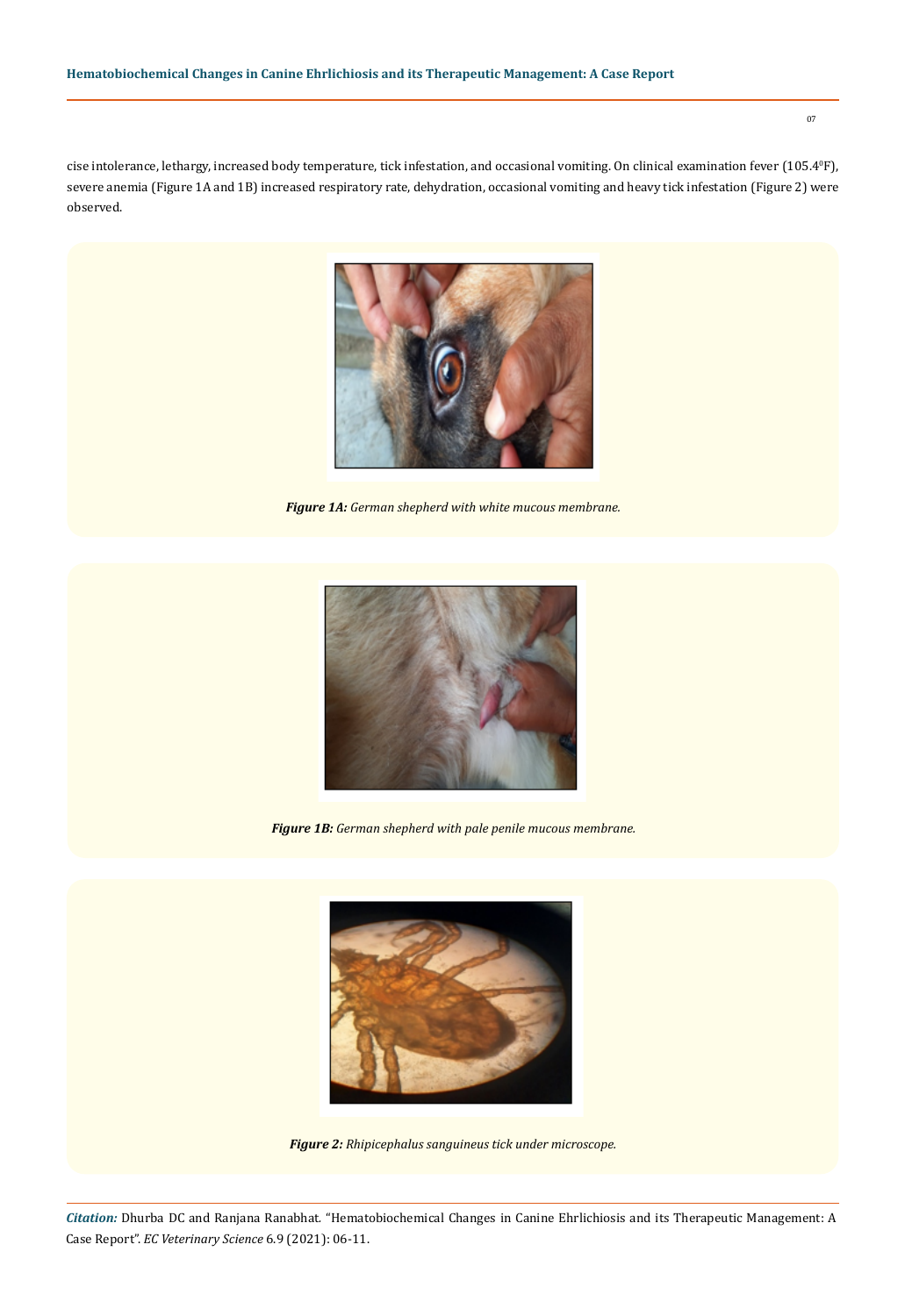cise intolerance, lethargy, increased body temperature, tick infestation, and occasional vomiting. On clinical examination fever (105.4$^0$F), severe anemia (Figure 1A and 1B) increased respiratory rate, dehydration, occasional vomiting and heavy tick infestation (Figure 2) were observed.

***Figure 1A:*** *German shepherd with white mucous membrane.*

***Figure 1B:*** *German shepherd with pale penile mucous membrane.*

***Figure 2:*** *Rhipicephalus sanguineus tick under microscope.*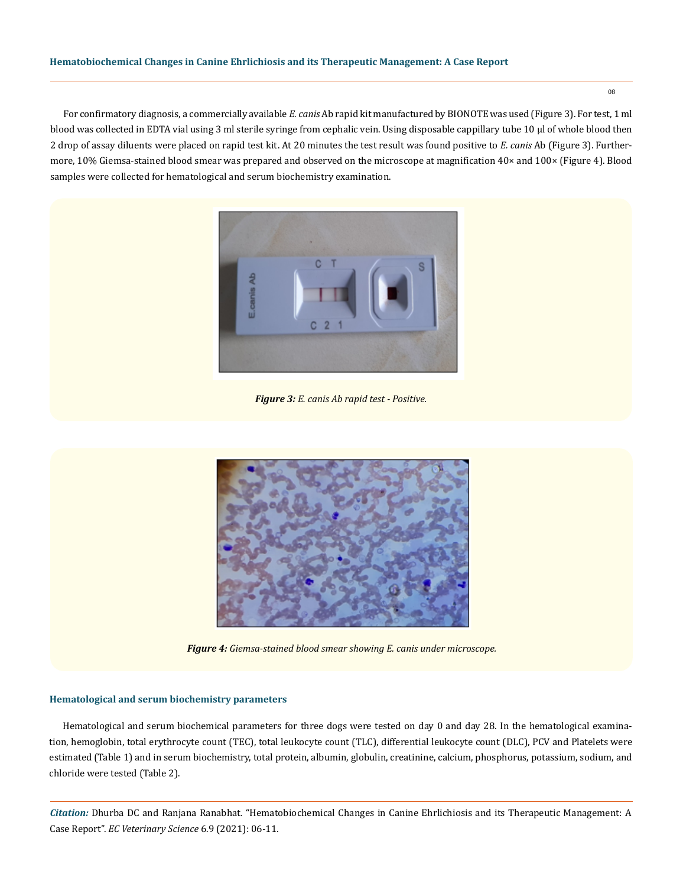For confirmatory diagnosis, a commercially available *E. canis* Ab rapid kit manufactured by BIONOTE was used (Figure 3). For test, 1 ml blood was collected in EDTA vial using 3 ml sterile syringe from cephalic vein. Using disposable cappillary tube 10 μl of whole blood then 2 drop of assay diluents were placed on rapid test kit. At 20 minutes the test result was found positive to *E. canis* Ab (Figure 3). Furthermore, 10% Giemsa-stained blood smear was prepared and observed on the microscope at magnification 40× and 100× (Figure 4). Blood samples were collected for hematological and serum biochemistry examination.

***Figure 3:*** *E. canis Ab rapid test - Positive.*

***Figure 4:*** *Giemsa-stained blood smear showing E. canis under microscope.*

### Hematological and serum biochemistry parameters

Hematological and serum biochemical parameters for three dogs were tested on day 0 and day 28. In the hematological examination, hemoglobin, total erythrocyte count (TEC), total leukocyte count (TLC), differential leukocyte count (DLC), PCV and Platelets were estimated (Table 1) and in serum biochemistry, total protein, albumin, globulin, creatinine, calcium, phosphorus, potassium, sodium, and chloride were tested (Table 2).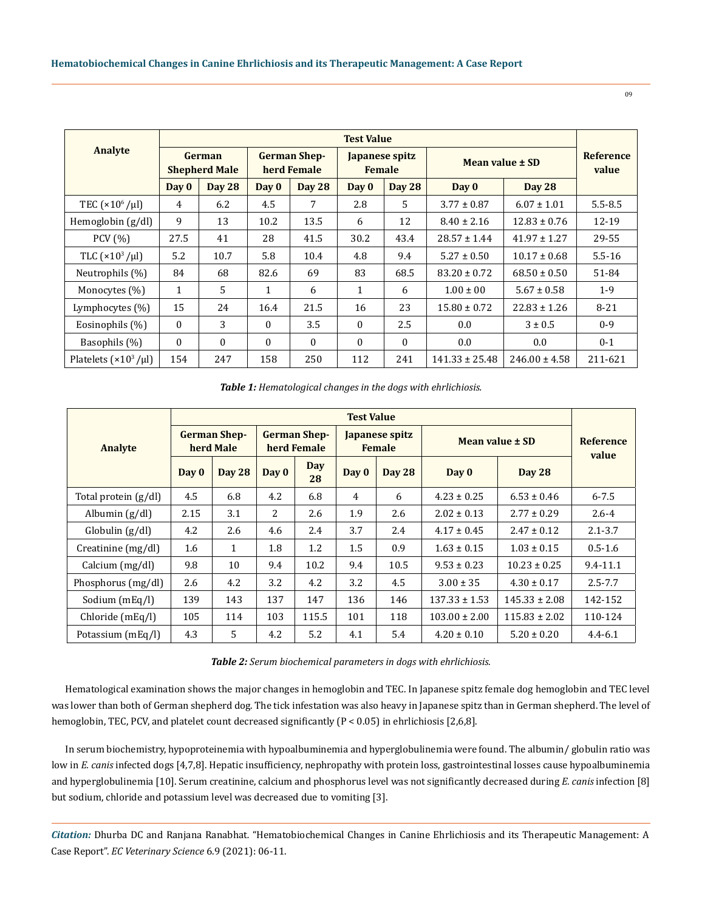| Analyte | Test Value | | | | | | | | Reference value |
|---|---|---|---|---|---|---|---|---|---|
| | German Shepherd Male | | German Shepherd Female | | Japanese spitz Female | | Mean value ± SD | | |
| | Day 0 | Day 28 | Day 0 | Day 28 | Day 0 | Day 28 | Day 0 | Day 28 | |
| TEC ($\times 10^6/\mu l$) | 4 | 6.2 | 4.5 | 7 | 2.8 | 5 | 3.77 ± 0.87 | 6.07 ± 1.01 | 5.5-8.5 |
| Hemoglobin (g/dl) | 9 | 13 | 10.2 | 13.5 | 6 | 12 | 8.40 ± 2.16 | 12.83 ± 0.76 | 12-19 |
| PCV (%) | 27.5 | 41 | 28 | 41.5 | 30.2 | 43.4 | 28.57 ± 1.44 | 41.97 ± 1.27 | 29-55 |
| TLC ($\times 10^3/\mu l$) | 5.2 | 10.7 | 5.8 | 10.4 | 4.8 | 9.4 | 5.27 ± 0.50 | 10.17 ± 0.68 | 5.5-16 |
| Neutrophils (%) | 84 | 68 | 82.6 | 69 | 83 | 68.5 | 83.20 ± 0.72 | 68.50 ± 0.50 | 51-84 |
| Monocytes (%) | 1 | 5 | 1 | 6 | 1 | 6 | 1.00 ± 00 | 5.67 ± 0.58 | 1-9 |
| Lymphocytes (%) | 15 | 24 | 16.4 | 21.5 | 16 | 23 | 15.80 ± 0.72 | 22.83 ± 1.26 | 8-21 |
| Eosinophils (%) | 0 | 3 | 0 | 3.5 | 0 | 2.5 | 0.0 | 3 ± 0.5 | 0-9 |
| Basophils (%) | 0 | 0 | 0 | 0 | 0 | 0 | 0.0 | 0.0 | 0-1 |
| Platelets ($\times 10^3/\mu l$) | 154 | 247 | 158 | 250 | 112 | 241 | 141.33 ± 25.48 | 246.00 ± 4.58 | 211-621 |

***Table 1:** Hematological changes in the dogs with ehrlichiosis.*

| Analyte | Test Value | | | | | | | | Reference value |
|---|---|---|---|---|---|---|---|---|---|
| | German Shepherd Male | | German Shepherd Female | | Japanese spitz Female | | Mean value ± SD | | |
| | Day 0 | Day 28 | Day 0 | Day 28 | Day 0 | Day 28 | Day 0 | Day 28 | |
| Total protein (g/dl) | 4.5 | 6.8 | 4.2 | 6.8 | 4 | 6 | 4.23 ± 0.25 | 6.53 ± 0.46 | 6-7.5 |
| Albumin (g/dl) | 2.15 | 3.1 | 2 | 2.6 | 1.9 | 2.6 | 2.02 ± 0.13 | 2.77 ± 0.29 | 2.6-4 |
| Globulin (g/dl) | 4.2 | 2.6 | 4.6 | 2.4 | 3.7 | 2.4 | 4.17 ± 0.45 | 2.47 ± 0.12 | 2.1-3.7 |
| Creatinine (mg/dl) | 1.6 | 1 | 1.8 | 1.2 | 1.5 | 0.9 | 1.63 ± 0.15 | 1.03 ± 0.15 | 0.5-1.6 |
| Calcium (mg/dl) | 9.8 | 10 | 9.4 | 10.2 | 9.4 | 10.5 | 9.53 ± 0.23 | 10.23 ± 0.25 | 9.4-11.1 |
| Phosphorus (mg/dl) | 2.6 | 4.2 | 3.2 | 4.2 | 3.2 | 4.5 | 3.00 ± 35 | 4.30 ± 0.17 | 2.5-7.7 |
| Sodium (mEq/l) | 139 | 143 | 137 | 147 | 136 | 146 | 137.33 ± 1.53 | 145.33 ± 2.08 | 142-152 |
| Chloride (mEq/l) | 105 | 114 | 103 | 115.5 | 101 | 118 | 103.00 ± 2.00 | 115.83 ± 2.02 | 110-124 |
| Potassium (mEq/l) | 4.3 | 5 | 4.2 | 5.2 | 4.1 | 5.4 | 4.20 ± 0.10 | 5.20 ± 0.20 | 4.4-6.1 |

***Table 2:** Serum biochemical parameters in dogs with ehrlichiosis.*

Hematological examination shows the major changes in hemoglobin and TEC. In Japanese spitz female dog hemoglobin and TEC level was lower than both of German shepherd dog. The tick infestation was also heavy in Japanese spitz than in German shepherd. The level of hemoglobin, TEC, PCV, and platelet count decreased significantly ($P < 0.05$) in ehrlichiosis [2,6,8].

In serum biochemistry, hypoproteinemia with hypoalbuminemia and hyperglobulinemia were found. The albumin/ globulin ratio was low in *E. canis* infected dogs [4,7,8]. Hepatic insufficiency, nephropathy with protein loss, gastrointestinal losses cause hypoalbuminemia and hyperglobulinemia [10]. Serum creatinine, calcium and phosphorus level was not significantly decreased during *E. canis* infection [8] but sodium, chloride and potassium level was decreased due to vomiting [3].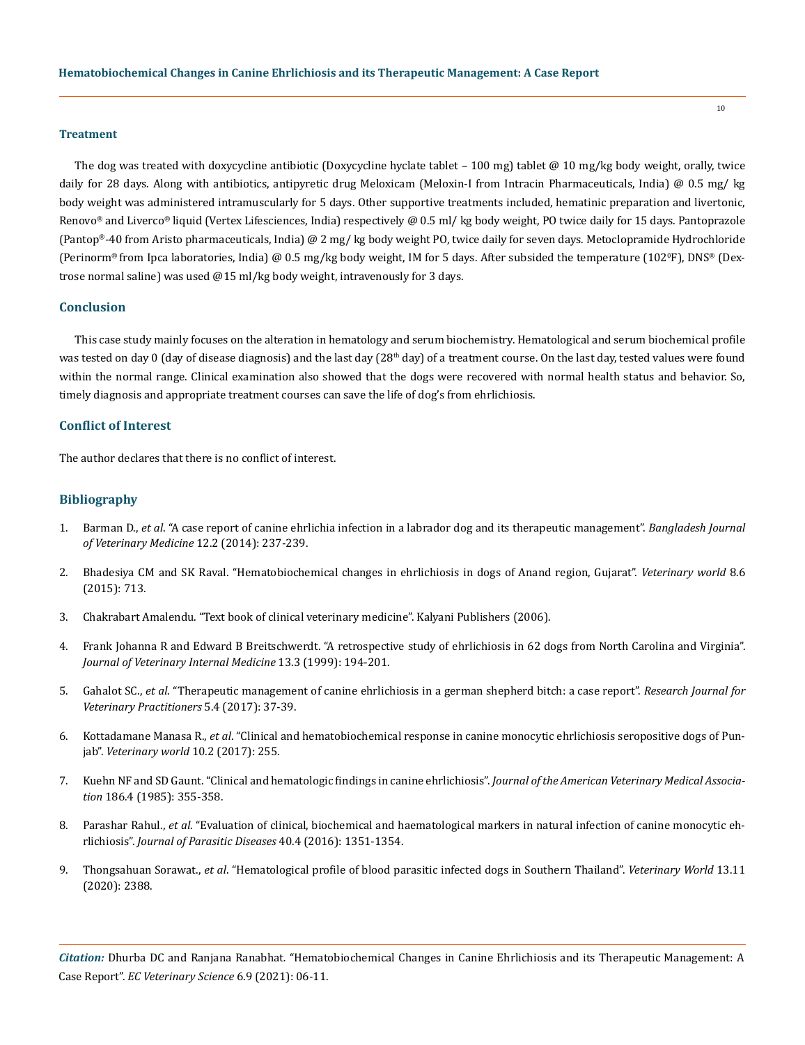### Treatment

The dog was treated with doxycycline antibiotic (Doxycycline hyclate tablet – 100 mg) tablet @ 10 mg/kg body weight, orally, twice daily for 28 days. Along with antibiotics, antipyretic drug Meloxicam (Meloxin-I from Intracin Pharmaceuticals, India) @ 0.5 mg/ kg body weight was administered intramuscularly for 5 days. Other supportive treatments included, hematinic preparation and livertonic, Renovo® and Liverco® liquid (Vertex Lifesciences, India) respectively @ 0.5 ml/ kg body weight, PO twice daily for 15 days. Pantoprazole (Pantop®-40 from Aristo pharmaceuticals, India) @ 2 mg/ kg body weight PO, twice daily for seven days. Metoclopramide Hydrochloride (Perinorm® from Ipca laboratories, India) @ 0.5 mg/kg body weight, IM for 5 days. After subsided the temperature (102$^{0}$F), DNS® (Dextrose normal saline) was used @15 ml/kg body weight, intravenously for 3 days.

### Conclusion

This case study mainly focuses on the alteration in hematology and serum biochemistry. Hematological and serum biochemical profile was tested on day 0 (day of disease diagnosis) and the last day (28$^{th}$ day) of a treatment course. On the last day, tested values were found within the normal range. Clinical examination also showed that the dogs were recovered with normal health status and behavior. So, timely diagnosis and appropriate treatment courses can save the life of dog's from ehrlichiosis.

### Conflict of Interest

The author declares that there is no conflict of interest.

### Bibliography

1. Barman D., *et al*. "A case report of canine ehrlichia infection in a labrador dog and its therapeutic management". *Bangladesh Journal of Veterinary Medicine* 12.2 (2014): 237-239.
2. Bhadesiya CM and SK Raval. "Hematobiochemical changes in ehrlichiosis in dogs of Anand region, Gujarat". *Veterinary world* 8.6 (2015): 713.
3. Chakrabart Amalendu. "Text book of clinical veterinary medicine". Kalyani Publishers (2006).
4. Frank Johanna R and Edward B Breitschwerdt. "A retrospective study of ehrlichiosis in 62 dogs from North Carolina and Virginia". *Journal of Veterinary Internal Medicine* 13.3 (1999): 194-201.
5. Gahalot SC., *et al*. "Therapeutic management of canine ehrlichiosis in a german shepherd bitch: a case report". *Research Journal for Veterinary Practitioners* 5.4 (2017): 37-39.
6. Kottadamane Manasa R., *et al*. "Clinical and hematobiochemical response in canine monocytic ehrlichiosis seropositive dogs of Punjab". *Veterinary world* 10.2 (2017): 255.
7. Kuehn NF and SD Gaunt. "Clinical and hematologic findings in canine ehrlichiosis". *Journal of the American Veterinary Medical Association* 186.4 (1985): 355-358.
8. Parashar Rahul., *et al*. "Evaluation of clinical, biochemical and haematological markers in natural infection of canine monocytic ehrlichiosis". *Journal of Parasitic Diseases* 40.4 (2016): 1351-1354.
9. Thongsahuan Sorawat., *et al*. "Hematological profile of blood parasitic infected dogs in Southern Thailand". *Veterinary World* 13.11 (2020): 2388.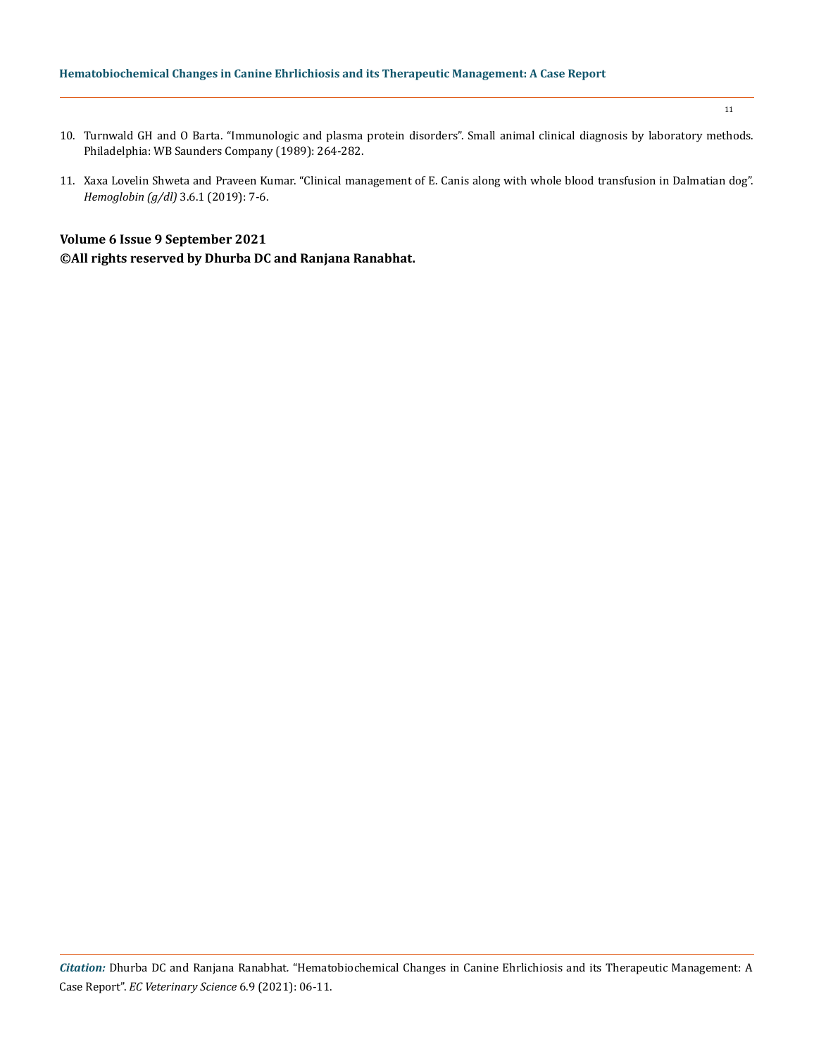10. Turnwald GH and O Barta. "Immunologic and plasma protein disorders". Small animal clinical diagnosis by laboratory methods. Philadelphia: WB Saunders Company (1989): 264-282.

11. Xaxa Lovelin Shweta and Praveen Kumar. "Clinical management of E. Canis along with whole blood transfusion in Dalmatian dog". *Hemoglobin (g/dl)* 3.6.1 (2019): 7-6.

**Volume 6 Issue 9 September 2021**
**©All rights reserved by Dhurba DC and Ranjana Ranabhat.**